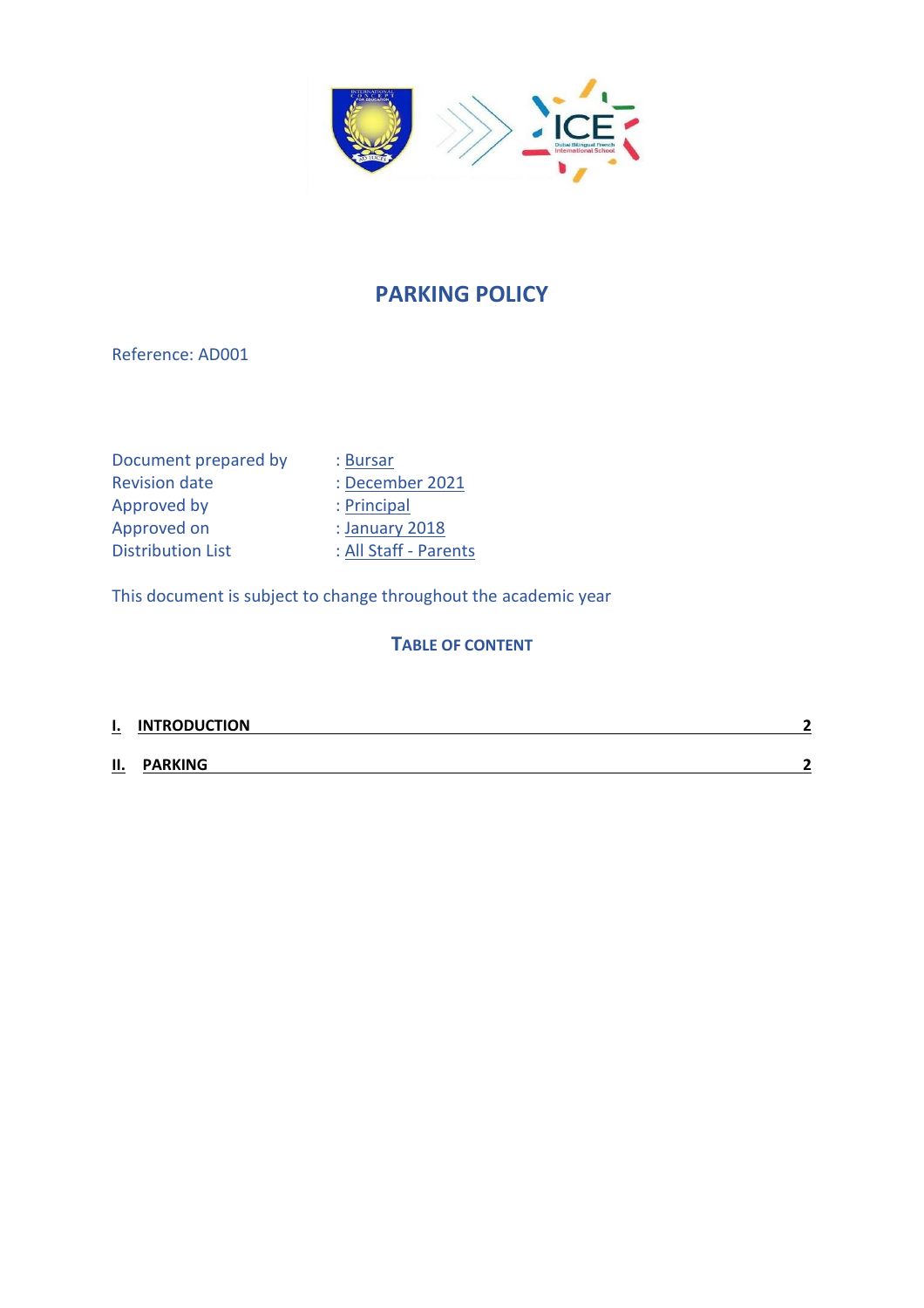# PARKING POLICY

Reference: AD001

| | |
|---|---|
| Document prepared by | : Bursar |
| Revision date | : December 2021 |
| Approved by | : Principal |
| Approved on | : January 2018 |
| Distribution List | : All Staff - Parents |

This document is subject to change throughout the academic year

## TABLE OF CONTENT

| | |
|---|---|
| **I. INTRODUCTION** | **2** |
| **II. PARKING** | **2** |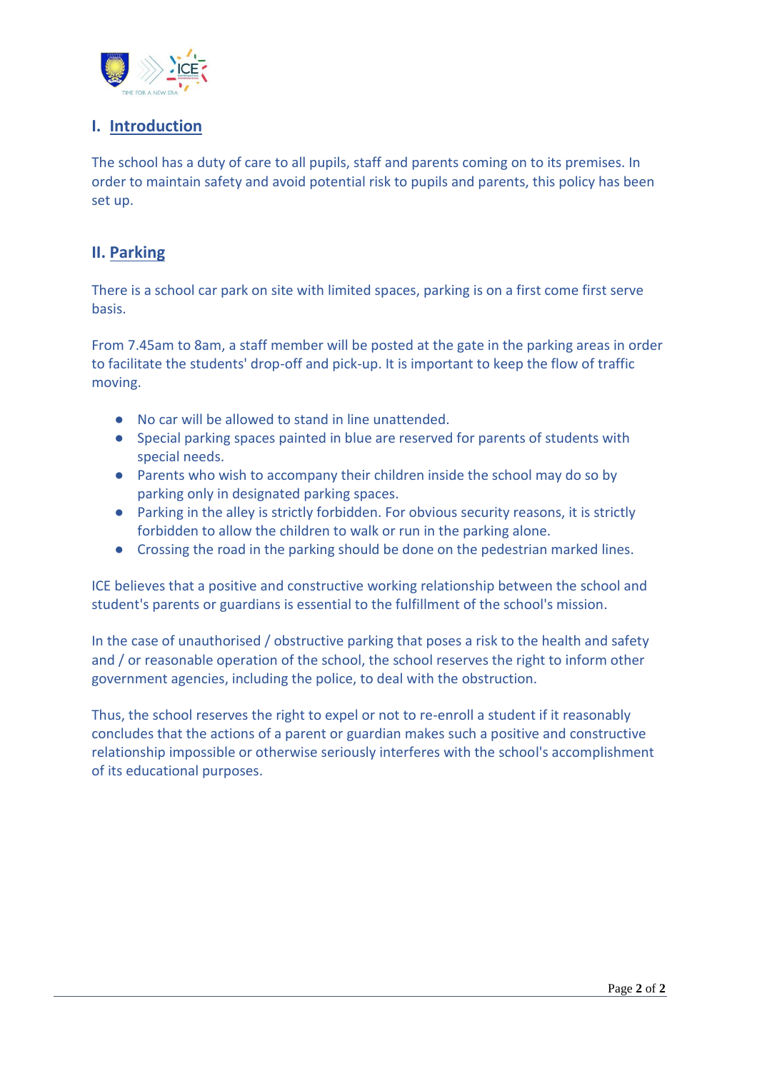## I. Introduction

The school has a duty of care to all pupils, staff and parents coming on to its premises. In order to maintain safety and avoid potential risk to pupils and parents, this policy has been set up.

## II. Parking

There is a school car park on site with limited spaces, parking is on a first come first serve basis.

From 7.45am to 8am, a staff member will be posted at the gate in the parking areas in order to facilitate the students' drop-off and pick-up. It is important to keep the flow of traffic moving.

- No car will be allowed to stand in line unattended.
- Special parking spaces painted in blue are reserved for parents of students with special needs.
- Parents who wish to accompany their children inside the school may do so by parking only in designated parking spaces.
- Parking in the alley is strictly forbidden. For obvious security reasons, it is strictly forbidden to allow the children to walk or run in the parking alone.
- Crossing the road in the parking should be done on the pedestrian marked lines.

ICE believes that a positive and constructive working relationship between the school and student's parents or guardians is essential to the fulfillment of the school's mission.

In the case of unauthorised / obstructive parking that poses a risk to the health and safety and / or reasonable operation of the school, the school reserves the right to inform other government agencies, including the police, to deal with the obstruction.

Thus, the school reserves the right to expel or not to re-enroll a student if it reasonably concludes that the actions of a parent or guardian makes such a positive and constructive relationship impossible or otherwise seriously interferes with the school's accomplishment of its educational purposes.